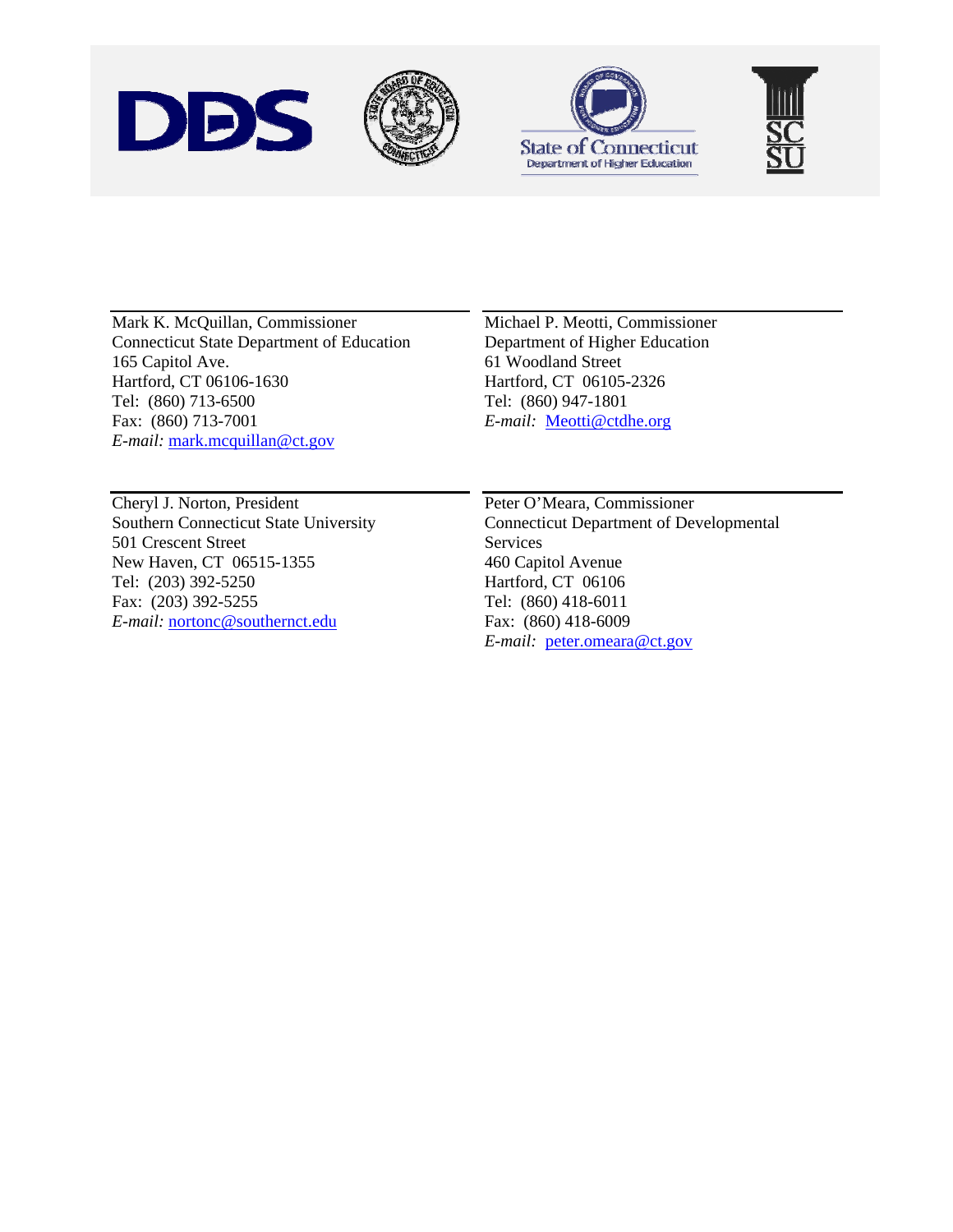State of Connecticut
Department of Higher Education

Mark K. McQuillan, Commissioner
Connecticut State Department of Education
165 Capitol Ave.
Hartford, CT 06106-1630
Tel: (860) 713-6500
Fax: (860) 713-7001
*E-mail:* mark.mcquillan@ct.gov

Michael P. Meotti, Commissioner
Department of Higher Education
61 Woodland Street
Hartford, CT 06105-2326
Tel: (860) 947-1801
*E-mail:* Meotti@ctdhe.org

Cheryl J. Norton, President
Southern Connecticut State University
501 Crescent Street
New Haven, CT 06515-1355
Tel: (203) 392-5250
Fax: (203) 392-5255
*E-mail:* nortonc@southernct.edu

Peter O'Meara, Commissioner
Connecticut Department of Developmental Services
460 Capitol Avenue
Hartford, CT 06106
Tel: (860) 418-6011
Fax: (860) 418-6009
*E-mail:* peter.omeara@ct.gov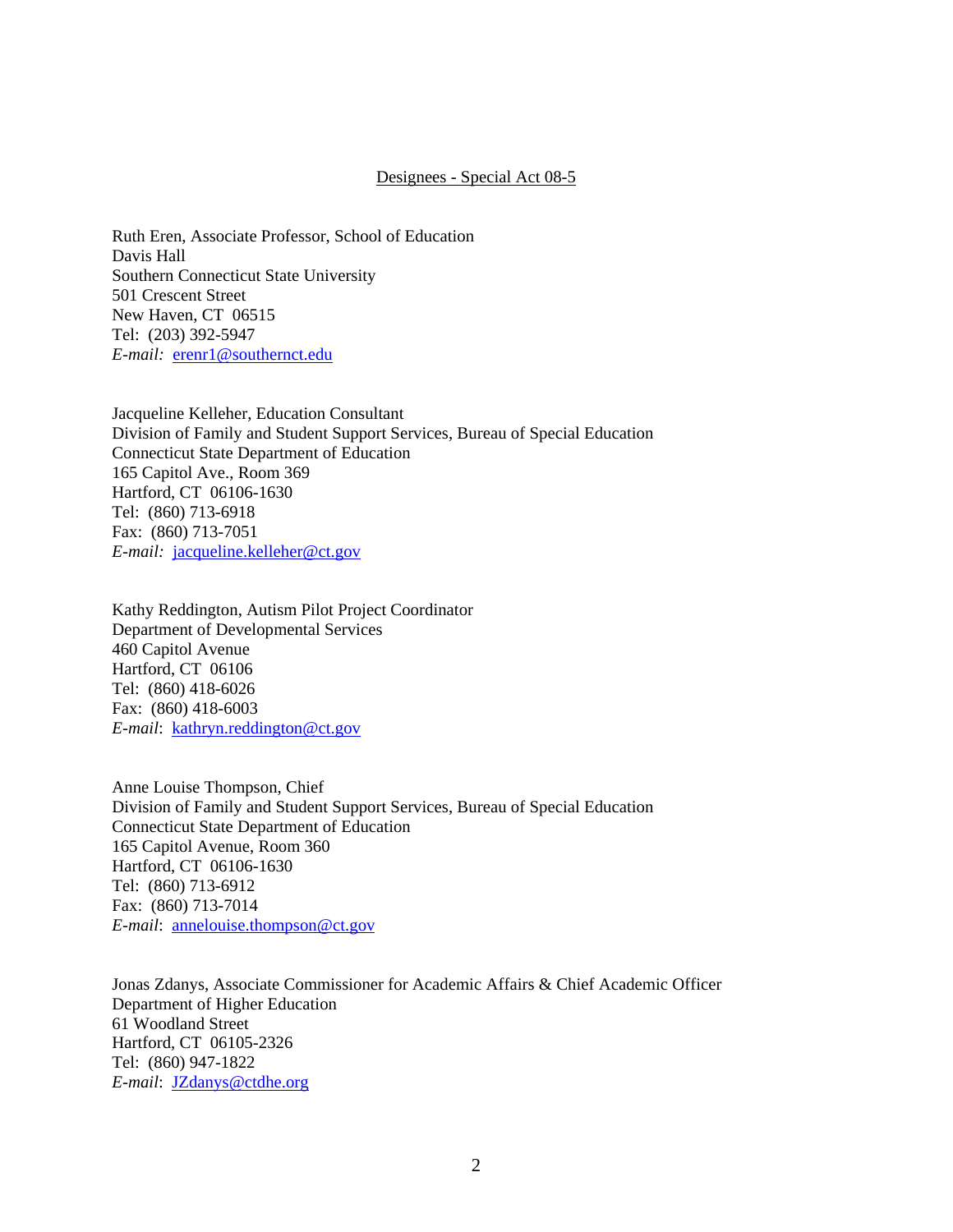Designees - Special Act 08-5

Ruth Eren, Associate Professor, School of Education  
Davis Hall  
Southern Connecticut State University  
501 Crescent Street  
New Haven, CT 06515  
Tel: (203) 392-5947  
*E-mail:* erenr1@southernct.edu

Jacqueline Kelleher, Education Consultant  
Division of Family and Student Support Services, Bureau of Special Education  
Connecticut State Department of Education  
165 Capitol Ave., Room 369  
Hartford, CT 06106-1630  
Tel: (860) 713-6918  
Fax: (860) 713-7051  
*E-mail:* jacqueline.kelleher@ct.gov

Kathy Reddington, Autism Pilot Project Coordinator  
Department of Developmental Services  
460 Capitol Avenue  
Hartford, CT 06106  
Tel: (860) 418-6026  
Fax: (860) 418-6003  
*E-mail*: kathryn.reddington@ct.gov

Anne Louise Thompson, Chief  
Division of Family and Student Support Services, Bureau of Special Education  
Connecticut State Department of Education  
165 Capitol Avenue, Room 360  
Hartford, CT 06106-1630  
Tel: (860) 713-6912  
Fax: (860) 713-7014  
*E-mail*: annelouise.thompson@ct.gov

Jonas Zdanys, Associate Commissioner for Academic Affairs & Chief Academic Officer  
Department of Higher Education  
61 Woodland Street  
Hartford, CT 06105-2326  
Tel: (860) 947-1822  
*E-mail*: JZdanys@ctdhe.org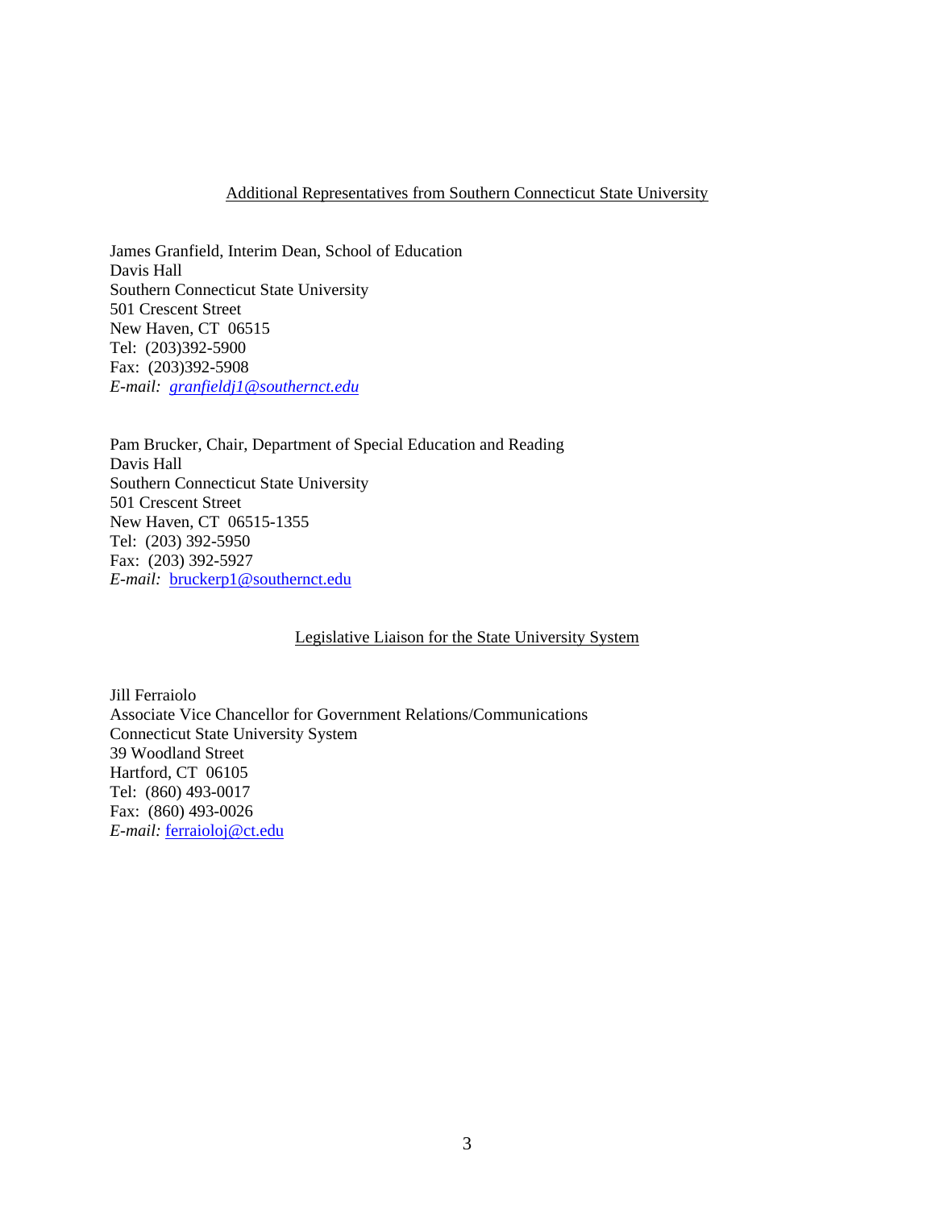## Additional Representatives from Southern Connecticut State University

James Granfield, Interim Dean, School of Education
Davis Hall
Southern Connecticut State University
501 Crescent Street
New Haven, CT 06515
Tel: (203)392-5900
Fax: (203)392-5908
*E-mail: granfieldj1@southernct.edu*

Pam Brucker, Chair, Department of Special Education and Reading
Davis Hall
Southern Connecticut State University
501 Crescent Street
New Haven, CT 06515-1355
Tel: (203) 392-5950
Fax: (203) 392-5927
*E-mail:* bruckerp1@southernct.edu

## Legislative Liaison for the State University System

Jill Ferraiolo
Associate Vice Chancellor for Government Relations/Communications
Connecticut State University System
39 Woodland Street
Hartford, CT 06105
Tel: (860) 493-0017
Fax: (860) 493-0026
*E-mail:* ferraioloj@ct.edu